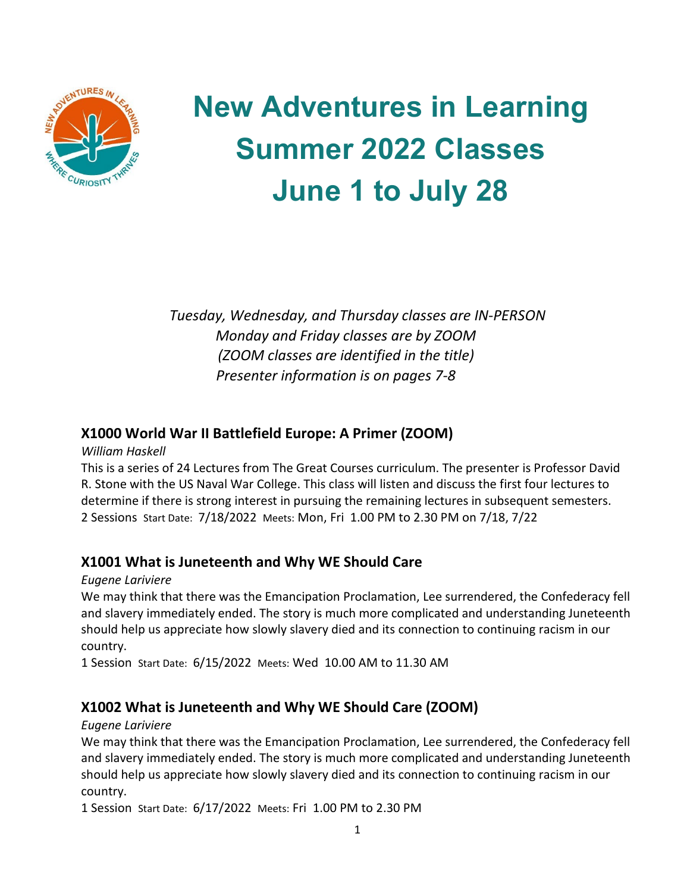# New Adventures in Learning Summer 2022 Classes June 1 to July 28

*Tuesday, Wednesday, and Thursday classes are IN-PERSON*
*Monday and Friday classes are by ZOOM*
*(ZOOM classes are identified in the title)*
*Presenter information is on pages 7-8*

## X1000 World War II Battlefield Europe: A Primer (ZOOM)

*William Haskell*

This is a series of 24 Lectures from The Great Courses curriculum. The presenter is Professor David R. Stone with the US Naval War College. This class will listen and discuss the first four lectures to determine if there is strong interest in pursuing the remaining lectures in subsequent semesters.

2 Sessions Start Date: 7/18/2022 Meets: Mon, Fri 1.00 PM to 2.30 PM on 7/18, 7/22

## X1001 What is Juneteenth and Why WE Should Care

*Eugene Lariviere*

We may think that there was the Emancipation Proclamation, Lee surrendered, the Confederacy fell and slavery immediately ended. The story is much more complicated and understanding Juneteenth should help us appreciate how slowly slavery died and its connection to continuing racism in our country.

1 Session Start Date: 6/15/2022 Meets: Wed 10.00 AM to 11.30 AM

## X1002 What is Juneteenth and Why WE Should Care (ZOOM)

*Eugene Lariviere*

We may think that there was the Emancipation Proclamation, Lee surrendered, the Confederacy fell and slavery immediately ended. The story is much more complicated and understanding Juneteenth should help us appreciate how slowly slavery died and its connection to continuing racism in our country.

1 Session Start Date: 6/17/2022 Meets: Fri 1.00 PM to 2.30 PM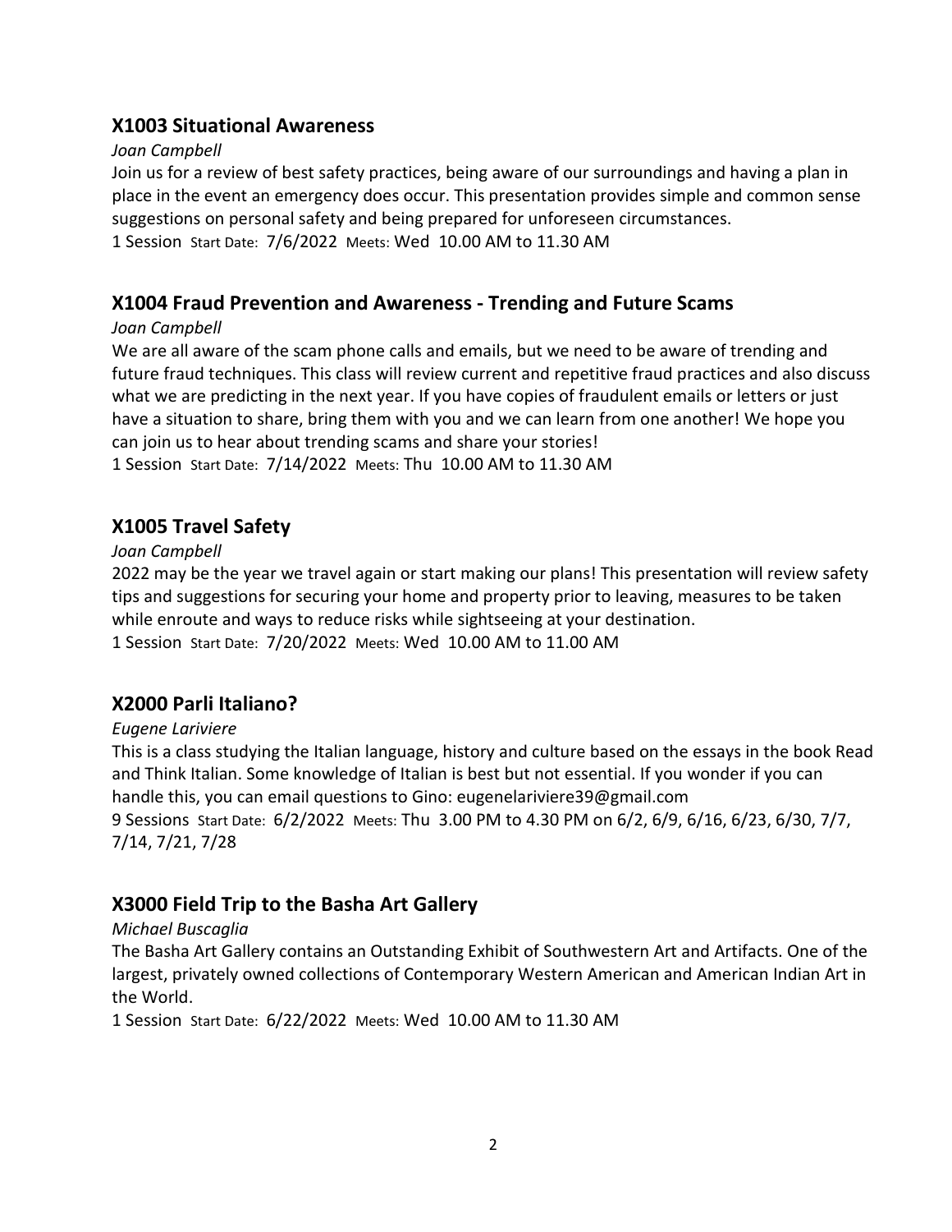## X1003 Situational Awareness

*Joan Campbell*

Join us for a review of best safety practices, being aware of our surroundings and having a plan in place in the event an emergency does occur. This presentation provides simple and common sense suggestions on personal safety and being prepared for unforeseen circumstances.

1 Session Start Date: 7/6/2022 Meets: Wed 10.00 AM to 11.30 AM

## X1004 Fraud Prevention and Awareness - Trending and Future Scams

*Joan Campbell*

We are all aware of the scam phone calls and emails, but we need to be aware of trending and future fraud techniques. This class will review current and repetitive fraud practices and also discuss what we are predicting in the next year. If you have copies of fraudulent emails or letters or just have a situation to share, bring them with you and we can learn from one another! We hope you can join us to hear about trending scams and share your stories!

1 Session Start Date: 7/14/2022 Meets: Thu 10.00 AM to 11.30 AM

## X1005 Travel Safety

*Joan Campbell*

2022 may be the year we travel again or start making our plans! This presentation will review safety tips and suggestions for securing your home and property prior to leaving, measures to be taken while enroute and ways to reduce risks while sightseeing at your destination.

1 Session Start Date: 7/20/2022 Meets: Wed 10.00 AM to 11.00 AM

## X2000 Parli Italiano?

*Eugene Lariviere*

This is a class studying the Italian language, history and culture based on the essays in the book Read and Think Italian. Some knowledge of Italian is best but not essential. If you wonder if you can handle this, you can email questions to Gino: eugenelariviere39@gmail.com

9 Sessions Start Date: 6/2/2022 Meets: Thu 3.00 PM to 4.30 PM on 6/2, 6/9, 6/16, 6/23, 6/30, 7/7, 7/14, 7/21, 7/28

## X3000 Field Trip to the Basha Art Gallery

*Michael Buscaglia*

The Basha Art Gallery contains an Outstanding Exhibit of Southwestern Art and Artifacts. One of the largest, privately owned collections of Contemporary Western American and American Indian Art in the World.

1 Session Start Date: 6/22/2022 Meets: Wed 10.00 AM to 11.30 AM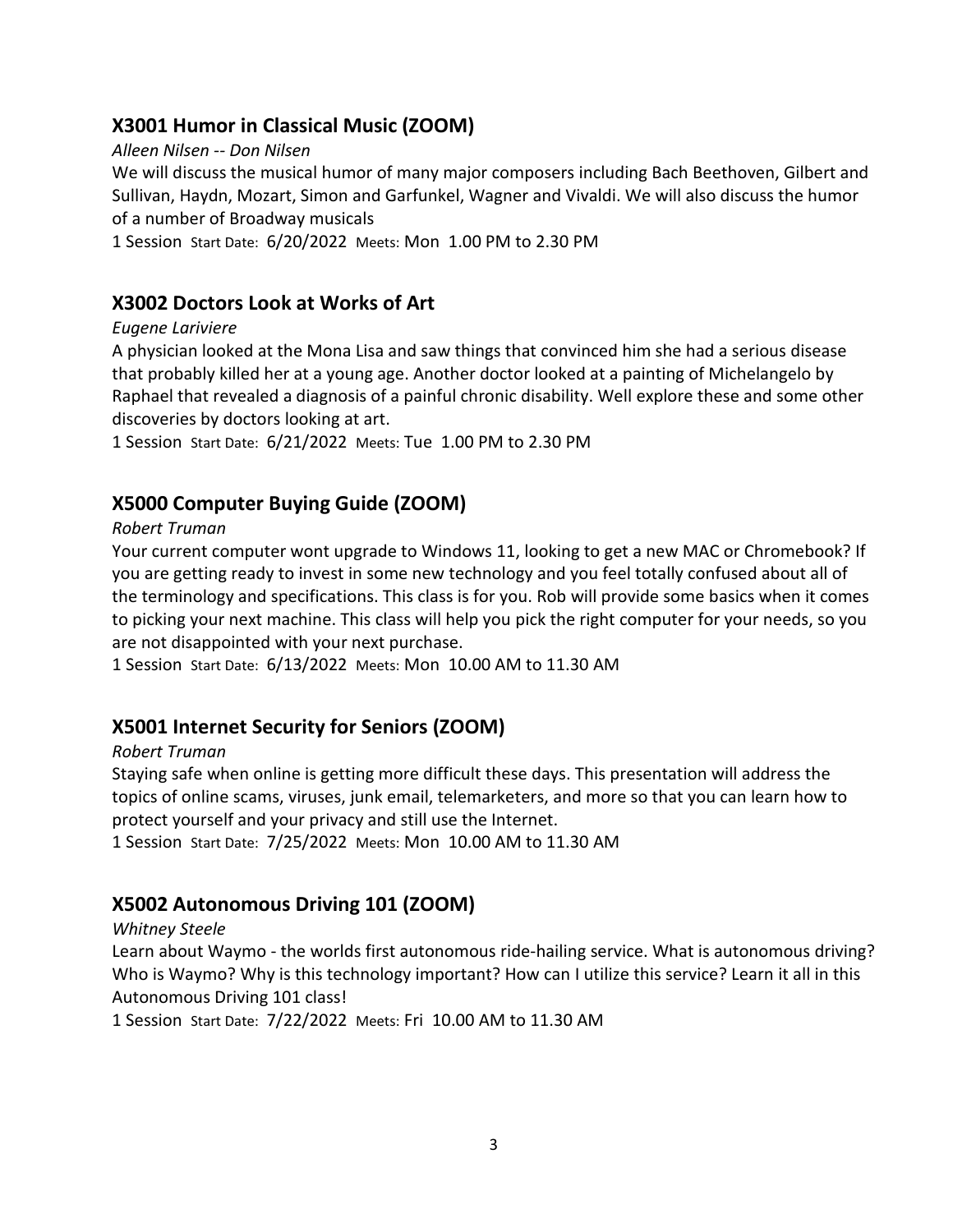## X3001 Humor in Classical Music (ZOOM)

*Alleen Nilsen -- Don Nilsen*

We will discuss the musical humor of many major composers including Bach Beethoven, Gilbert and Sullivan, Haydn, Mozart, Simon and Garfunkel, Wagner and Vivaldi. We will also discuss the humor of a number of Broadway musicals

1 Session Start Date: 6/20/2022 Meets: Mon 1.00 PM to 2.30 PM

## X3002 Doctors Look at Works of Art

*Eugene Lariviere*

A physician looked at the Mona Lisa and saw things that convinced him she had a serious disease that probably killed her at a young age. Another doctor looked at a painting of Michelangelo by Raphael that revealed a diagnosis of a painful chronic disability. Well explore these and some other discoveries by doctors looking at art.

1 Session Start Date: 6/21/2022 Meets: Tue 1.00 PM to 2.30 PM

## X5000 Computer Buying Guide (ZOOM)

*Robert Truman*

Your current computer wont upgrade to Windows 11, looking to get a new MAC or Chromebook? If you are getting ready to invest in some new technology and you feel totally confused about all of the terminology and specifications. This class is for you. Rob will provide some basics when it comes to picking your next machine. This class will help you pick the right computer for your needs, so you are not disappointed with your next purchase.

1 Session Start Date: 6/13/2022 Meets: Mon 10.00 AM to 11.30 AM

## X5001 Internet Security for Seniors (ZOOM)

*Robert Truman*

Staying safe when online is getting more difficult these days. This presentation will address the topics of online scams, viruses, junk email, telemarketers, and more so that you can learn how to protect yourself and your privacy and still use the Internet.

1 Session Start Date: 7/25/2022 Meets: Mon 10.00 AM to 11.30 AM

## X5002 Autonomous Driving 101 (ZOOM)

*Whitney Steele*

Learn about Waymo - the worlds first autonomous ride-hailing service. What is autonomous driving? Who is Waymo? Why is this technology important? How can I utilize this service? Learn it all in this Autonomous Driving 101 class!

1 Session Start Date: 7/22/2022 Meets: Fri 10.00 AM to 11.30 AM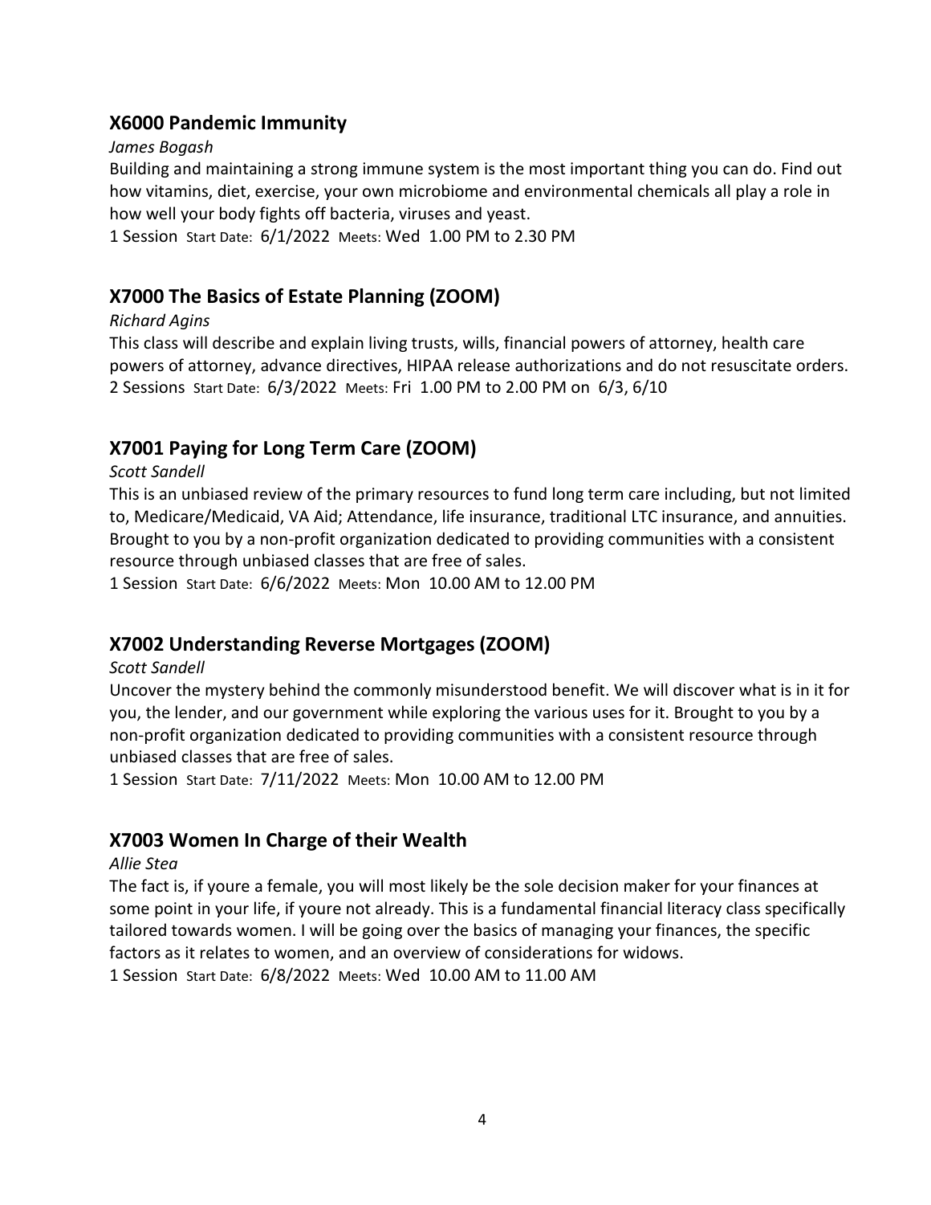## X6000 Pandemic Immunity

*James Bogash*

Building and maintaining a strong immune system is the most important thing you can do. Find out how vitamins, diet, exercise, your own microbiome and environmental chemicals all play a role in how well your body fights off bacteria, viruses and yeast.

1 Session Start Date: 6/1/2022 Meets: Wed 1.00 PM to 2.30 PM

## X7000 The Basics of Estate Planning (ZOOM)

*Richard Agins*

This class will describe and explain living trusts, wills, financial powers of attorney, health care powers of attorney, advance directives, HIPAA release authorizations and do not resuscitate orders.

2 Sessions Start Date: 6/3/2022 Meets: Fri 1.00 PM to 2.00 PM on 6/3, 6/10

## X7001 Paying for Long Term Care (ZOOM)

*Scott Sandell*

This is an unbiased review of the primary resources to fund long term care including, but not limited to, Medicare/Medicaid, VA Aid; Attendance, life insurance, traditional LTC insurance, and annuities. Brought to you by a non-profit organization dedicated to providing communities with a consistent resource through unbiased classes that are free of sales.

1 Session Start Date: 6/6/2022 Meets: Mon 10.00 AM to 12.00 PM

## X7002 Understanding Reverse Mortgages (ZOOM)

*Scott Sandell*

Uncover the mystery behind the commonly misunderstood benefit. We will discover what is in it for you, the lender, and our government while exploring the various uses for it. Brought to you by a non-profit organization dedicated to providing communities with a consistent resource through unbiased classes that are free of sales.

1 Session Start Date: 7/11/2022 Meets: Mon 10.00 AM to 12.00 PM

## X7003 Women In Charge of their Wealth

*Allie Stea*

The fact is, if youre a female, you will most likely be the sole decision maker for your finances at some point in your life, if youre not already. This is a fundamental financial literacy class specifically tailored towards women. I will be going over the basics of managing your finances, the specific factors as it relates to women, and an overview of considerations for widows.

1 Session Start Date: 6/8/2022 Meets: Wed 10.00 AM to 11.00 AM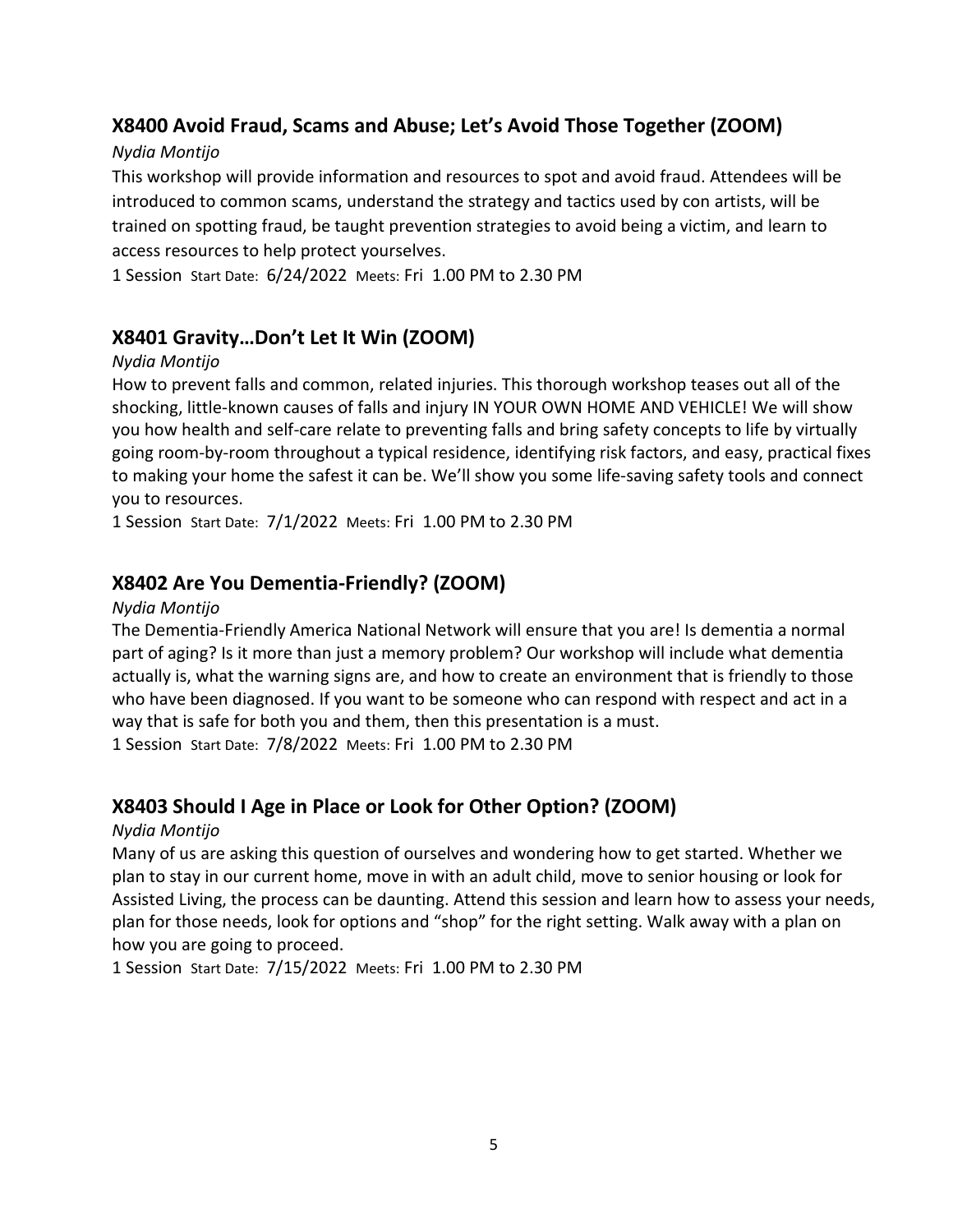### X8400 Avoid Fraud, Scams and Abuse; Let's Avoid Those Together (ZOOM)

*Nydia Montijo*

This workshop will provide information and resources to spot and avoid fraud. Attendees will be introduced to common scams, understand the strategy and tactics used by con artists, will be trained on spotting fraud, be taught prevention strategies to avoid being a victim, and learn to access resources to help protect yourselves.

1 Session Start Date: 6/24/2022 Meets: Fri 1.00 PM to 2.30 PM

### X8401 Gravity…Don't Let It Win (ZOOM)

*Nydia Montijo*

How to prevent falls and common, related injuries. This thorough workshop teases out all of the shocking, little-known causes of falls and injury IN YOUR OWN HOME AND VEHICLE! We will show you how health and self-care relate to preventing falls and bring safety concepts to life by virtually going room-by-room throughout a typical residence, identifying risk factors, and easy, practical fixes to making your home the safest it can be. We'll show you some life-saving safety tools and connect you to resources.

1 Session Start Date: 7/1/2022 Meets: Fri 1.00 PM to 2.30 PM

### X8402 Are You Dementia-Friendly? (ZOOM)

*Nydia Montijo*

The Dementia-Friendly America National Network will ensure that you are! Is dementia a normal part of aging? Is it more than just a memory problem? Our workshop will include what dementia actually is, what the warning signs are, and how to create an environment that is friendly to those who have been diagnosed. If you want to be someone who can respond with respect and act in a way that is safe for both you and them, then this presentation is a must.

1 Session Start Date: 7/8/2022 Meets: Fri 1.00 PM to 2.30 PM

### X8403 Should I Age in Place or Look for Other Option? (ZOOM)

*Nydia Montijo*

Many of us are asking this question of ourselves and wondering how to get started. Whether we plan to stay in our current home, move in with an adult child, move to senior housing or look for Assisted Living, the process can be daunting. Attend this session and learn how to assess your needs, plan for those needs, look for options and "shop" for the right setting. Walk away with a plan on how you are going to proceed.

1 Session Start Date: 7/15/2022 Meets: Fri 1.00 PM to 2.30 PM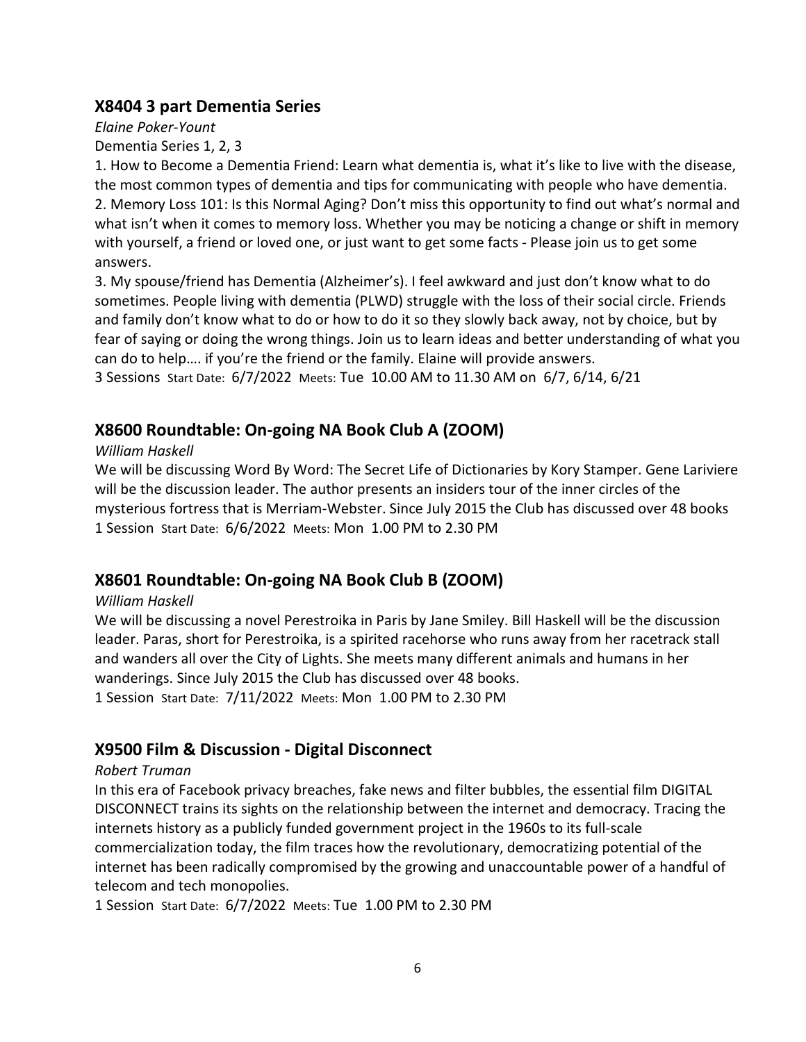## X8404 3 part Dementia Series

*Elaine Poker-Yount*

Dementia Series 1, 2, 3

1. How to Become a Dementia Friend: Learn what dementia is, what it's like to live with the disease, the most common types of dementia and tips for communicating with people who have dementia.
2. Memory Loss 101: Is this Normal Aging? Don't miss this opportunity to find out what's normal and what isn't when it comes to memory loss. Whether you may be noticing a change or shift in memory with yourself, a friend or loved one, or just want to get some facts - Please join us to get some answers.
3. My spouse/friend has Dementia (Alzheimer's). I feel awkward and just don't know what to do sometimes. People living with dementia (PLWD) struggle with the loss of their social circle. Friends and family don't know what to do or how to do it so they slowly back away, not by choice, but by fear of saying or doing the wrong things. Join us to learn ideas and better understanding of what you can do to help…. if you're the friend or the family. Elaine will provide answers.

3 Sessions Start Date: 6/7/2022 Meets: Tue 10.00 AM to 11.30 AM on 6/7, 6/14, 6/21

## X8600 Roundtable: On-going NA Book Club A (ZOOM)

*William Haskell*

We will be discussing Word By Word: The Secret Life of Dictionaries by Kory Stamper. Gene Lariviere will be the discussion leader. The author presents an insiders tour of the inner circles of the mysterious fortress that is Merriam-Webster. Since July 2015 the Club has discussed over 48 books

1 Session Start Date: 6/6/2022 Meets: Mon 1.00 PM to 2.30 PM

## X8601 Roundtable: On-going NA Book Club B (ZOOM)

*William Haskell*

We will be discussing a novel Perestroika in Paris by Jane Smiley. Bill Haskell will be the discussion leader. Paras, short for Perestroika, is a spirited racehorse who runs away from her racetrack stall and wanders all over the City of Lights. She meets many different animals and humans in her wanderings. Since July 2015 the Club has discussed over 48 books.

1 Session Start Date: 7/11/2022 Meets: Mon 1.00 PM to 2.30 PM

## X9500 Film & Discussion - Digital Disconnect

*Robert Truman*

In this era of Facebook privacy breaches, fake news and filter bubbles, the essential film DIGITAL DISCONNECT trains its sights on the relationship between the internet and democracy. Tracing the internets history as a publicly funded government project in the 1960s to its full-scale commercialization today, the film traces how the revolutionary, democratizing potential of the internet has been radically compromised by the growing and unaccountable power of a handful of telecom and tech monopolies.

1 Session Start Date: 6/7/2022 Meets: Tue 1.00 PM to 2.30 PM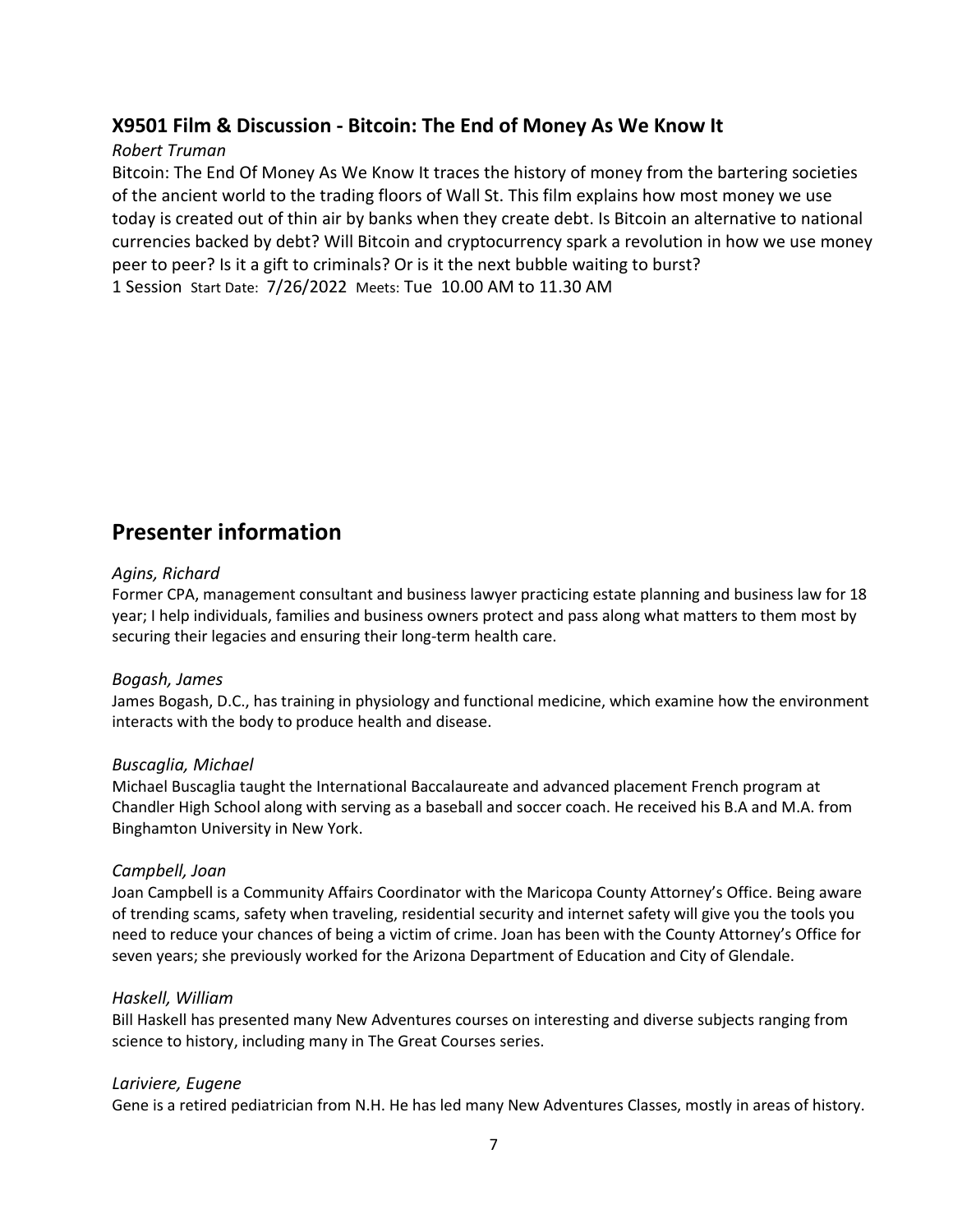### X9501 Film & Discussion - Bitcoin: The End of Money As We Know It

*Robert Truman*

Bitcoin: The End Of Money As We Know It traces the history of money from the bartering societies of the ancient world to the trading floors of Wall St. This film explains how most money we use today is created out of thin air by banks when they create debt. Is Bitcoin an alternative to national currencies backed by debt? Will Bitcoin and cryptocurrency spark a revolution in how we use money peer to peer? Is it a gift to criminals? Or is it the next bubble waiting to burst?

1 Session Start Date: 7/26/2022 Meets: Tue 10.00 AM to 11.30 AM

## Presenter information

*Agins, Richard*

Former CPA, management consultant and business lawyer practicing estate planning and business law for 18 year; I help individuals, families and business owners protect and pass along what matters to them most by securing their legacies and ensuring their long-term health care.

*Bogash, James*

James Bogash, D.C., has training in physiology and functional medicine, which examine how the environment interacts with the body to produce health and disease.

*Buscaglia, Michael*

Michael Buscaglia taught the International Baccalaureate and advanced placement French program at Chandler High School along with serving as a baseball and soccer coach. He received his B.A and M.A. from Binghamton University in New York.

*Campbell, Joan*

Joan Campbell is a Community Affairs Coordinator with the Maricopa County Attorney's Office. Being aware of trending scams, safety when traveling, residential security and internet safety will give you the tools you need to reduce your chances of being a victim of crime. Joan has been with the County Attorney's Office for seven years; she previously worked for the Arizona Department of Education and City of Glendale.

*Haskell, William*

Bill Haskell has presented many New Adventures courses on interesting and diverse subjects ranging from science to history, including many in The Great Courses series.

*Lariviere, Eugene*

Gene is a retired pediatrician from N.H. He has led many New Adventures Classes, mostly in areas of history.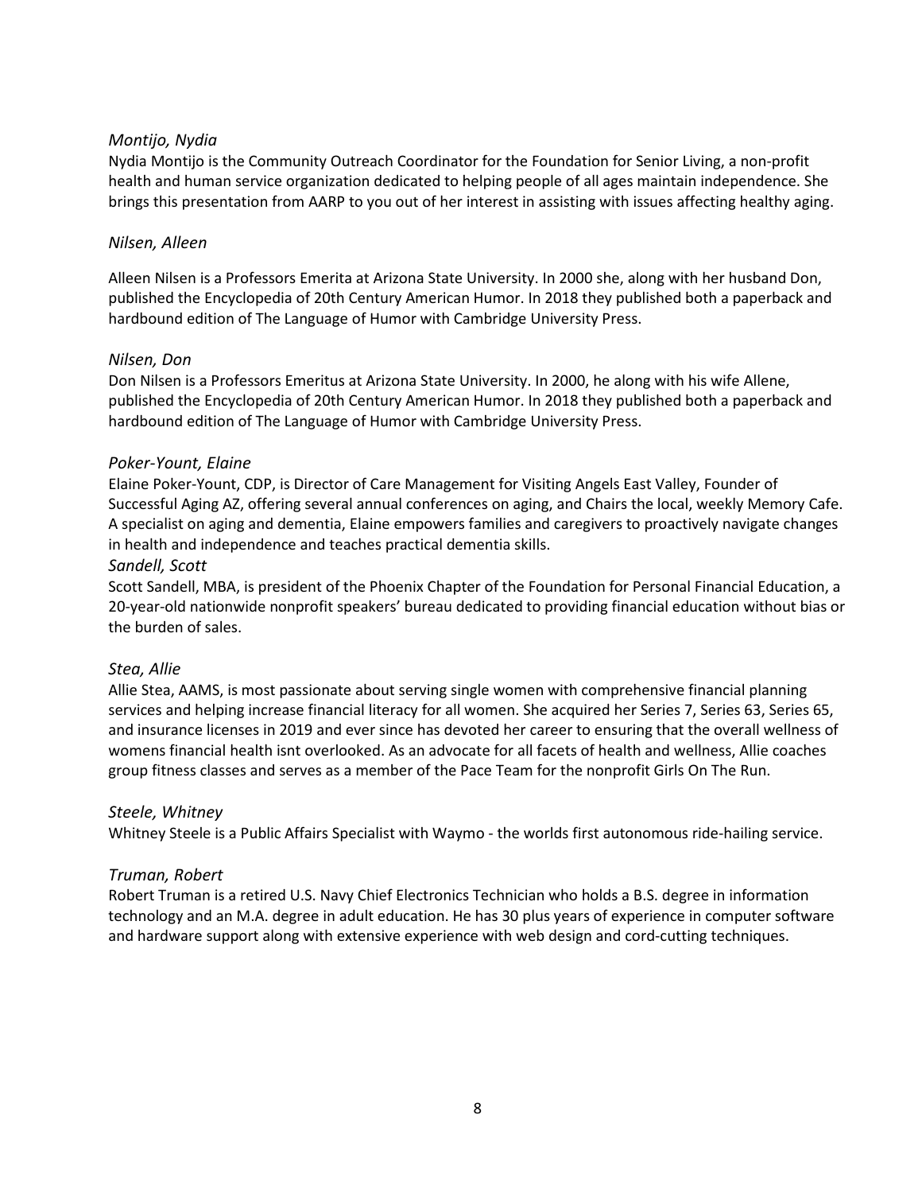*Montijo, Nydia*

Nydia Montijo is the Community Outreach Coordinator for the Foundation for Senior Living, a non-profit health and human service organization dedicated to helping people of all ages maintain independence. She brings this presentation from AARP to you out of her interest in assisting with issues affecting healthy aging.

*Nilsen, Alleen*

Alleen Nilsen is a Professors Emerita at Arizona State University. In 2000 she, along with her husband Don, published the Encyclopedia of 20th Century American Humor. In 2018 they published both a paperback and hardbound edition of The Language of Humor with Cambridge University Press.

*Nilsen, Don*

Don Nilsen is a Professors Emeritus at Arizona State University. In 2000, he along with his wife Allene, published the Encyclopedia of 20th Century American Humor. In 2018 they published both a paperback and hardbound edition of The Language of Humor with Cambridge University Press.

*Poker-Yount, Elaine*

Elaine Poker-Yount, CDP, is Director of Care Management for Visiting Angels East Valley, Founder of Successful Aging AZ, offering several annual conferences on aging, and Chairs the local, weekly Memory Cafe. A specialist on aging and dementia, Elaine empowers families and caregivers to proactively navigate changes in health and independence and teaches practical dementia skills.

*Sandell, Scott*

Scott Sandell, MBA, is president of the Phoenix Chapter of the Foundation for Personal Financial Education, a 20-year-old nationwide nonprofit speakers' bureau dedicated to providing financial education without bias or the burden of sales.

*Stea, Allie*

Allie Stea, AAMS, is most passionate about serving single women with comprehensive financial planning services and helping increase financial literacy for all women. She acquired her Series 7, Series 63, Series 65, and insurance licenses in 2019 and ever since has devoted her career to ensuring that the overall wellness of womens financial health isnt overlooked. As an advocate for all facets of health and wellness, Allie coaches group fitness classes and serves as a member of the Pace Team for the nonprofit Girls On The Run.

*Steele, Whitney*

Whitney Steele is a Public Affairs Specialist with Waymo - the worlds first autonomous ride-hailing service.

*Truman, Robert*

Robert Truman is a retired U.S. Navy Chief Electronics Technician who holds a B.S. degree in information technology and an M.A. degree in adult education. He has 30 plus years of experience in computer software and hardware support along with extensive experience with web design and cord-cutting techniques.